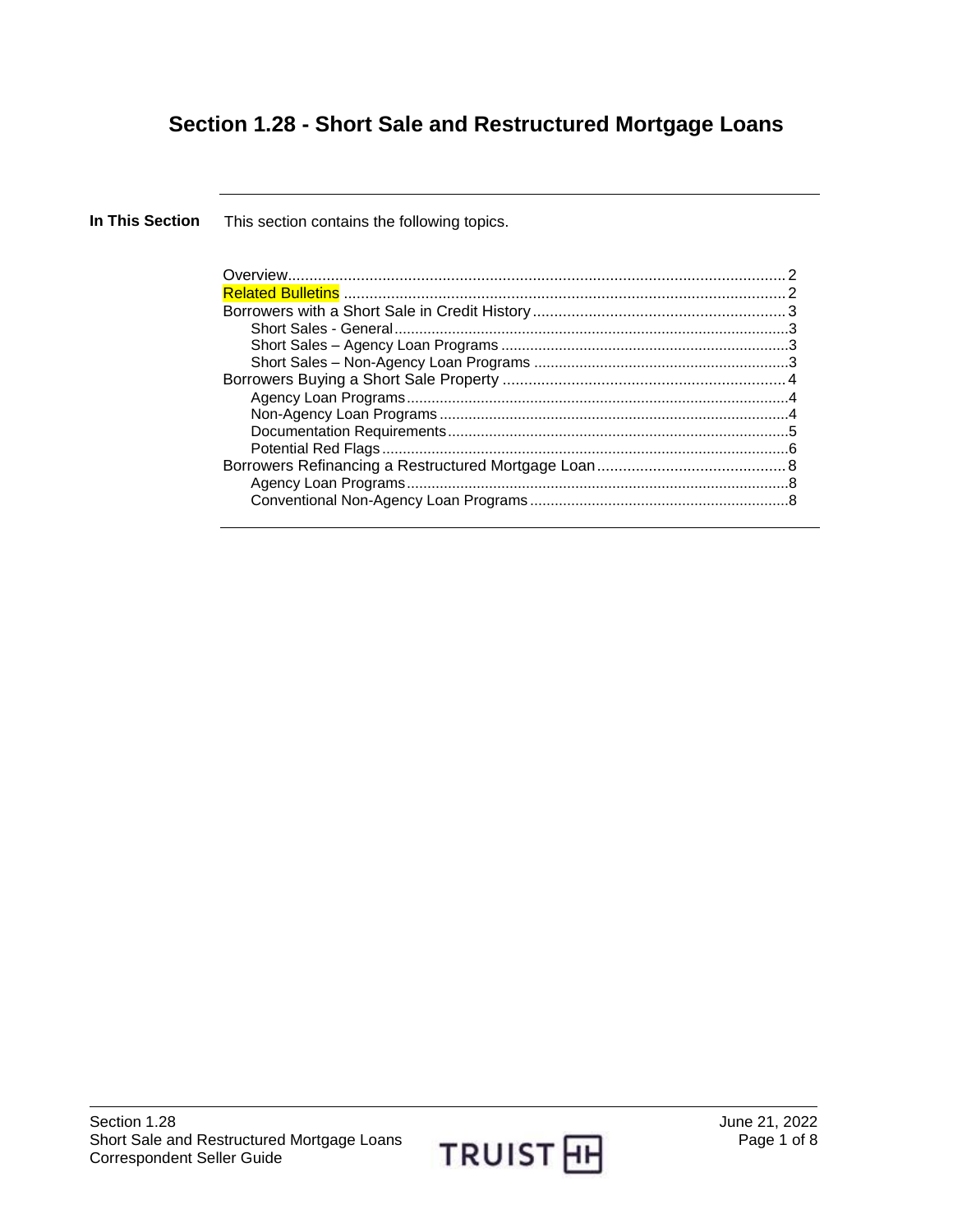# Section 1.28 - Short Sale and Restructured Mortgage Loans

**In This Section**

This section contains the following topics.

- Overview .... 2
- Related Bulletins .... 2
- Borrowers with a Short Sale in Credit History .... 3
  - Short Sales - General .... 3
  - Short Sales – Agency Loan Programs .... 3
  - Short Sales – Non-Agency Loan Programs .... 3
- Borrowers Buying a Short Sale Property .... 4
  - Agency Loan Programs .... 4
  - Non-Agency Loan Programs .... 4
  - Documentation Requirements .... 5
  - Potential Red Flags .... 6
- Borrowers Refinancing a Restructured Mortgage Loan .... 8
  - Agency Loan Programs .... 8
  - Conventional Non-Agency Loan Programs .... 8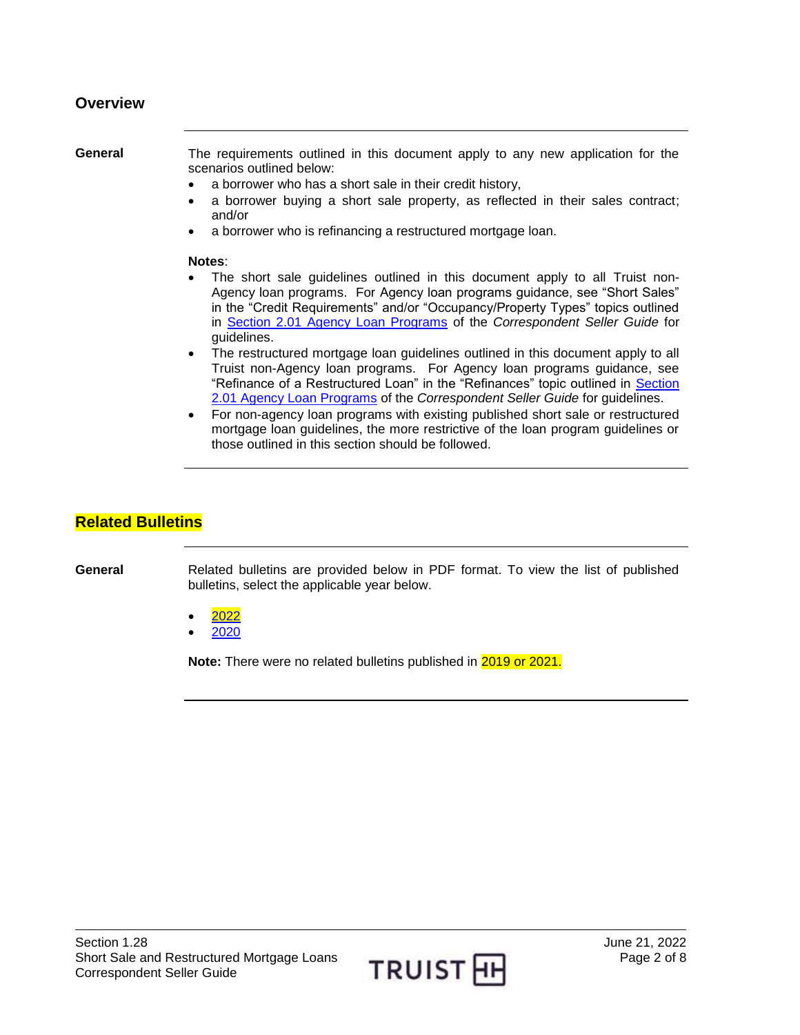## Overview

**General**

The requirements outlined in this document apply to any new application for the scenarios outlined below:

- a borrower who has a short sale in their credit history,
- a borrower buying a short sale property, as reflected in their sales contract; and/or
- a borrower who is refinancing a restructured mortgage loan.

**Notes**:

- The short sale guidelines outlined in this document apply to all Truist non-Agency loan programs. For Agency loan programs guidance, see "Short Sales" in the "Credit Requirements" and/or "Occupancy/Property Types" topics outlined in Section 2.01 Agency Loan Programs of the *Correspondent Seller Guide* for guidelines.
- The restructured mortgage loan guidelines outlined in this document apply to all Truist non-Agency loan programs. For Agency loan programs guidance, see "Refinance of a Restructured Loan" in the "Refinances" topic outlined in Section 2.01 Agency Loan Programs of the *Correspondent Seller Guide* for guidelines.
- For non-agency loan programs with existing published short sale or restructured mortgage loan guidelines, the more restrictive of the loan program guidelines or those outlined in this section should be followed.

## Related Bulletins

**General**

Related bulletins are provided below in PDF format. To view the list of published bulletins, select the applicable year below.

- 2022
- 2020

**Note:** There were no related bulletins published in 2019 or 2021.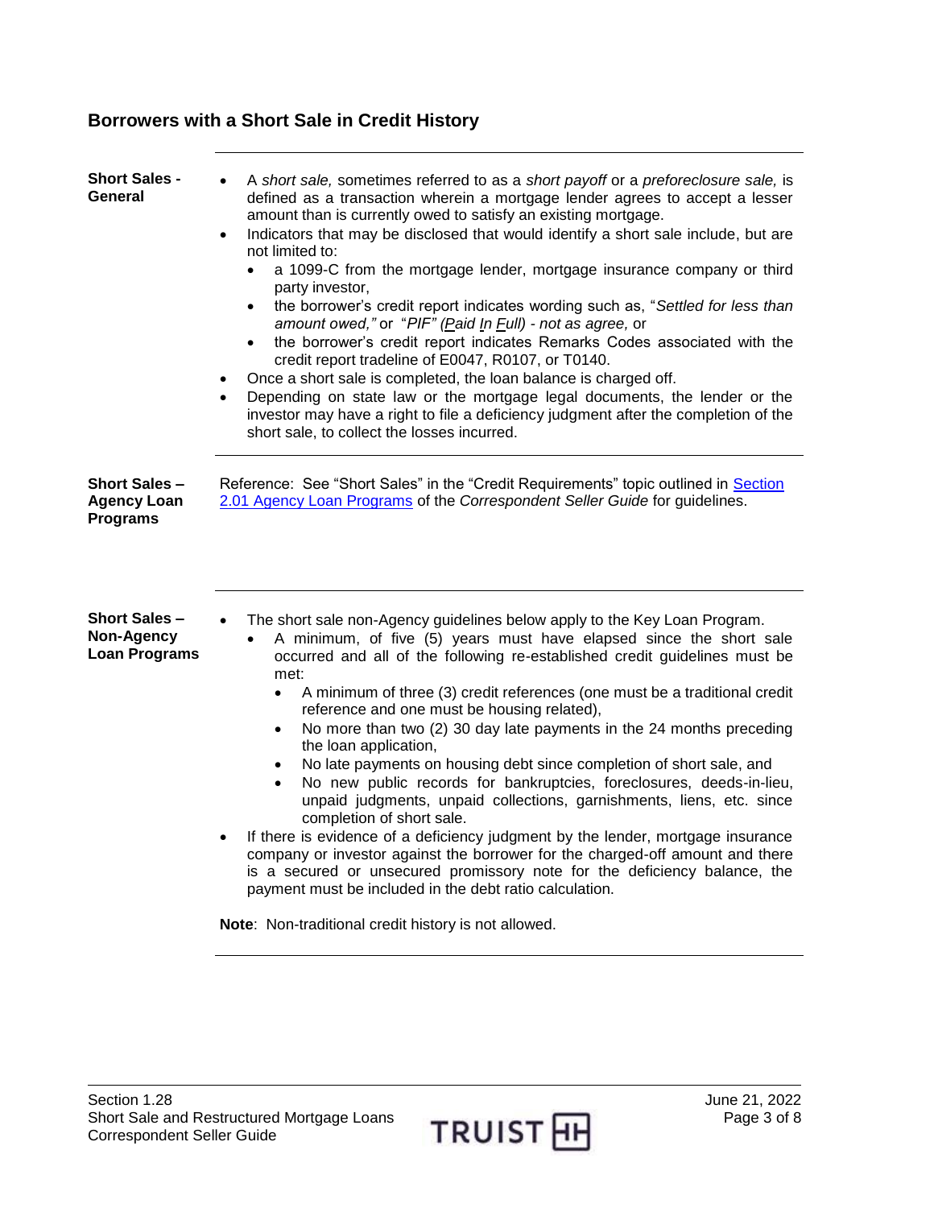## Borrowers with a Short Sale in Credit History

| | |
|---|---|
| **Short Sales - General** | • A *short sale,* sometimes referred to as a *short payoff* or a *preforeclosure sale,* is defined as a transaction wherein a mortgage lender agrees to accept a lesser amount than is currently owed to satisfy an existing mortgage.<br>• Indicators that may be disclosed that would identify a short sale include, but are not limited to:<br>  ◦ a 1099-C from the mortgage lender, mortgage insurance company or third party investor,<br>  ◦ the borrower's credit report indicates wording such as, "*Settled for less than amount owed,*" or "*PIF" (Paid In Full) - not as agree,* or<br>  ◦ the borrower's credit report indicates Remarks Codes associated with the credit report tradeline of E0047, R0107, or T0140.<br>• Once a short sale is completed, the loan balance is charged off.<br>• Depending on state law or the mortgage legal documents, the lender or the investor may have a right to file a deficiency judgment after the completion of the short sale, to collect the losses incurred. |
| **Short Sales – Agency Loan Programs** | Reference: See "Short Sales" in the "Credit Requirements" topic outlined in Section 2.01 Agency Loan Programs of the *Correspondent Seller Guide* for guidelines. |
| **Short Sales – Non-Agency Loan Programs** | • The short sale non-Agency guidelines below apply to the Key Loan Program.<br>  ◦ A minimum, of five (5) years must have elapsed since the short sale occurred and all of the following re-established credit guidelines must be met:<br>    ▪ A minimum of three (3) credit references (one must be a traditional credit reference and one must be housing related),<br>    ▪ No more than two (2) 30 day late payments in the 24 months preceding the loan application,<br>    ▪ No late payments on housing debt since completion of short sale, and<br>    ▪ No new public records for bankruptcies, foreclosures, deeds-in-lieu, unpaid judgments, unpaid collections, garnishments, liens, etc. since completion of short sale.<br>• If there is evidence of a deficiency judgment by the lender, mortgage insurance company or investor against the borrower for the charged-off amount and there is a secured or unsecured promissory note for the deficiency balance, the payment must be included in the debt ratio calculation.<br><br>**Note**: Non-traditional credit history is not allowed. |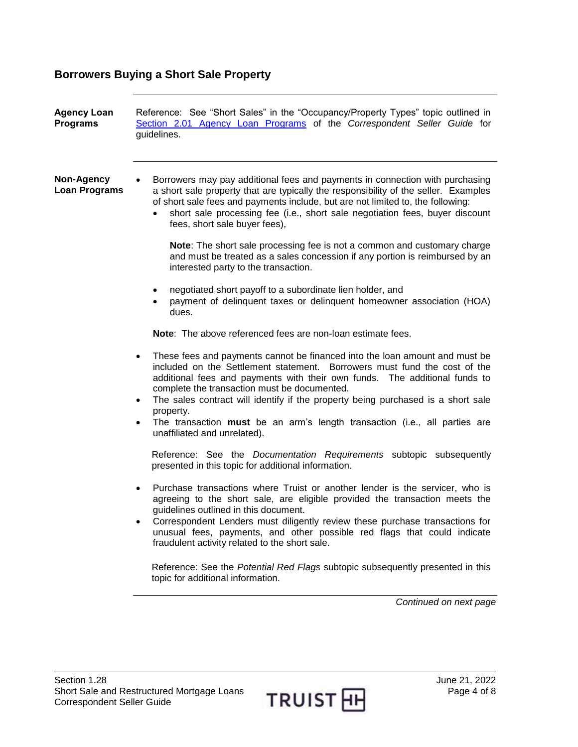## Borrowers Buying a Short Sale Property

**Agency Loan Programs**

Reference: See "Short Sales" in the "Occupancy/Property Types" topic outlined in [Section 2.01 Agency Loan Programs](#) of the *Correspondent Seller Guide* for guidelines.

**Non-Agency Loan Programs**

- Borrowers may pay additional fees and payments in connection with purchasing a short sale property that are typically the responsibility of the seller. Examples of short sale fees and payments include, but are not limited to, the following:
  - short sale processing fee (i.e., short sale negotiation fees, buyer discount fees, short sale buyer fees),

    **Note**: The short sale processing fee is not a common and customary charge and must be treated as a sales concession if any portion is reimbursed by an interested party to the transaction.

  - negotiated short payoff to a subordinate lien holder, and
  - payment of delinquent taxes or delinquent homeowner association (HOA) dues.

  **Note**: The above referenced fees are non-loan estimate fees.

- These fees and payments cannot be financed into the loan amount and must be included on the Settlement statement. Borrowers must fund the cost of the additional fees and payments with their own funds. The additional funds to complete the transaction must be documented.
- The sales contract will identify if the property being purchased is a short sale property.
- The transaction **must** be an arm's length transaction (i.e., all parties are unaffiliated and unrelated).

  Reference: See the *Documentation Requirements* subtopic subsequently presented in this topic for additional information.

- Purchase transactions where Truist or another lender is the servicer, who is agreeing to the short sale, are eligible provided the transaction meets the guidelines outlined in this document.
- Correspondent Lenders must diligently review these purchase transactions for unusual fees, payments, and other possible red flags that could indicate fraudulent activity related to the short sale.

  Reference: See the *Potential Red Flags* subtopic subsequently presented in this topic for additional information.

*Continued on next page*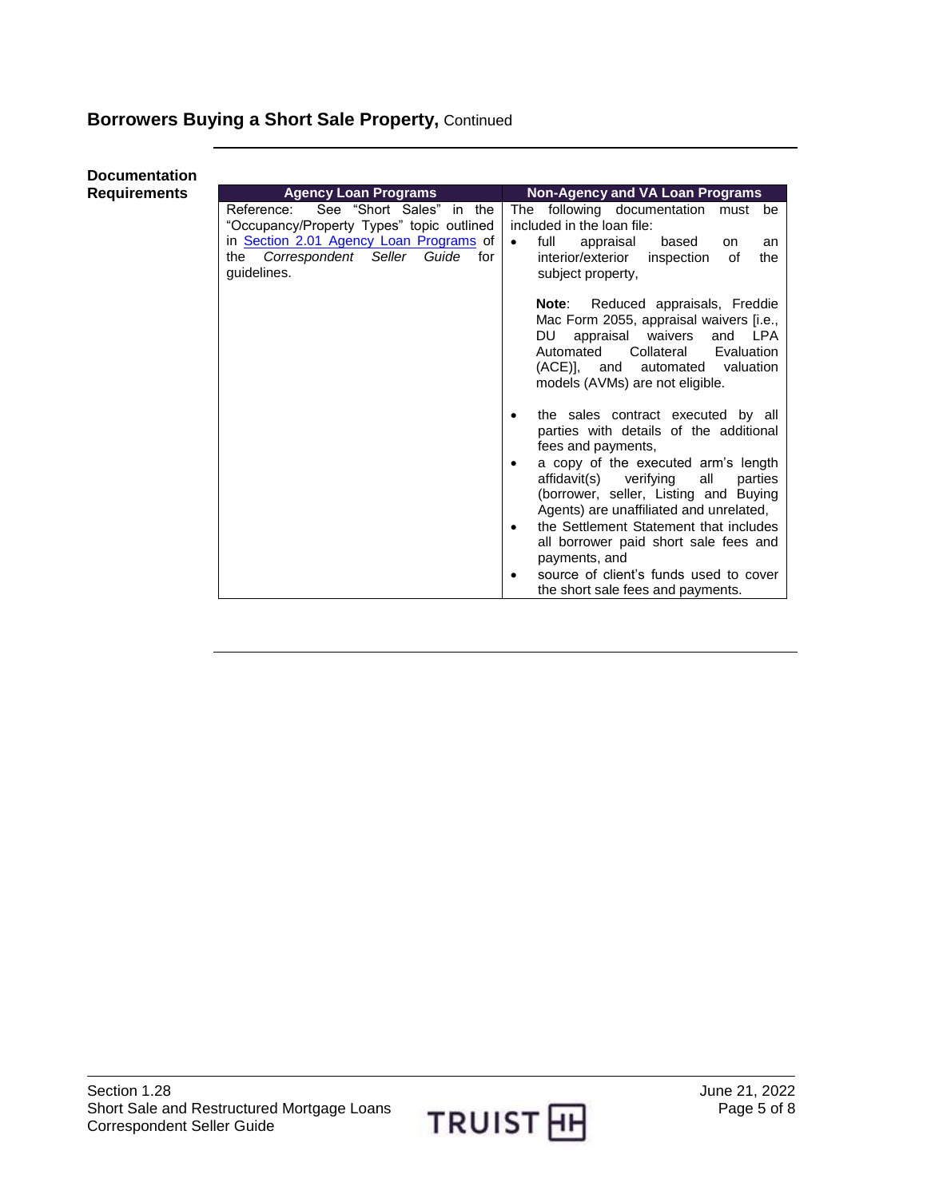## Borrowers Buying a Short Sale Property, Continued

**Documentation Requirements**

| Agency Loan Programs | Non-Agency and VA Loan Programs |
|---|---|
| Reference: See "Short Sales" in the "Occupancy/Property Types" topic outlined in Section 2.01 Agency Loan Programs of the *Correspondent Seller Guide* for guidelines. | The following documentation must be included in the loan file:<br>• full appraisal based on an interior/exterior inspection of the subject property,<br><br>**Note**: Reduced appraisals, Freddie Mac Form 2055, appraisal waivers [i.e., DU appraisal waivers and LPA Automated Collateral Evaluation (ACE)], and automated valuation models (AVMs) are not eligible.<br><br>• the sales contract executed by all parties with details of the additional fees and payments,<br>• a copy of the executed arm's length affidavit(s) verifying all parties (borrower, seller, Listing and Buying Agents) are unaffiliated and unrelated,<br>• the Settlement Statement that includes all borrower paid short sale fees and payments, and<br>• source of client's funds used to cover the short sale fees and payments. |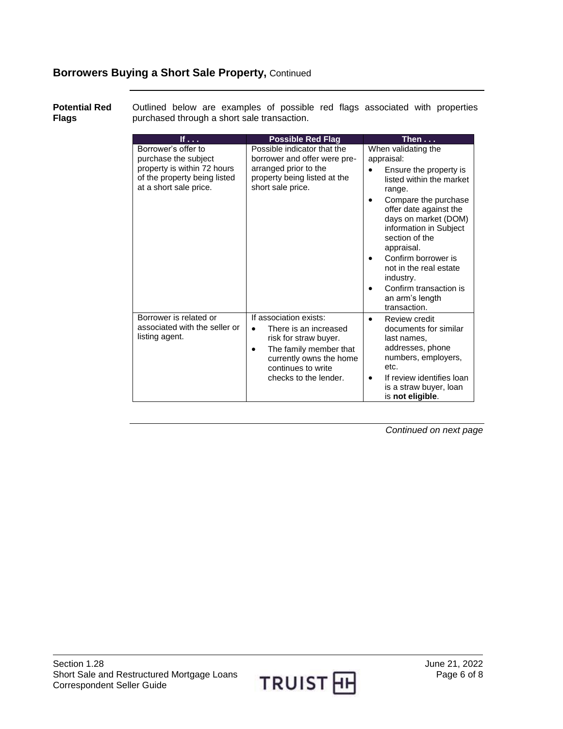## Borrowers Buying a Short Sale Property, Continued

**Potential Red Flags**

Outlined below are examples of possible red flags associated with properties purchased through a short sale transaction.

| If . . . | Possible Red Flag | Then . . . |
|---|---|---|
| Borrower's offer to purchase the subject property is within 72 hours of the property being listed at a short sale price. | Possible indicator that the borrower and offer were pre-arranged prior to the property being listed at the short sale price. | When validating the appraisal:<br>• Ensure the property is listed within the market range.<br>• Compare the purchase offer date against the days on market (DOM) information in Subject section of the appraisal.<br>• Confirm borrower is not in the real estate industry.<br>• Confirm transaction is an arm's length transaction. |
| Borrower is related or associated with the seller or listing agent. | If association exists:<br>• There is an increased risk for straw buyer.<br>• The family member that currently owns the home continues to write checks to the lender. | • Review credit documents for similar last names, addresses, phone numbers, employers, etc.<br>• If review identifies loan is a straw buyer, loan is **not eligible**. |

*Continued on next page*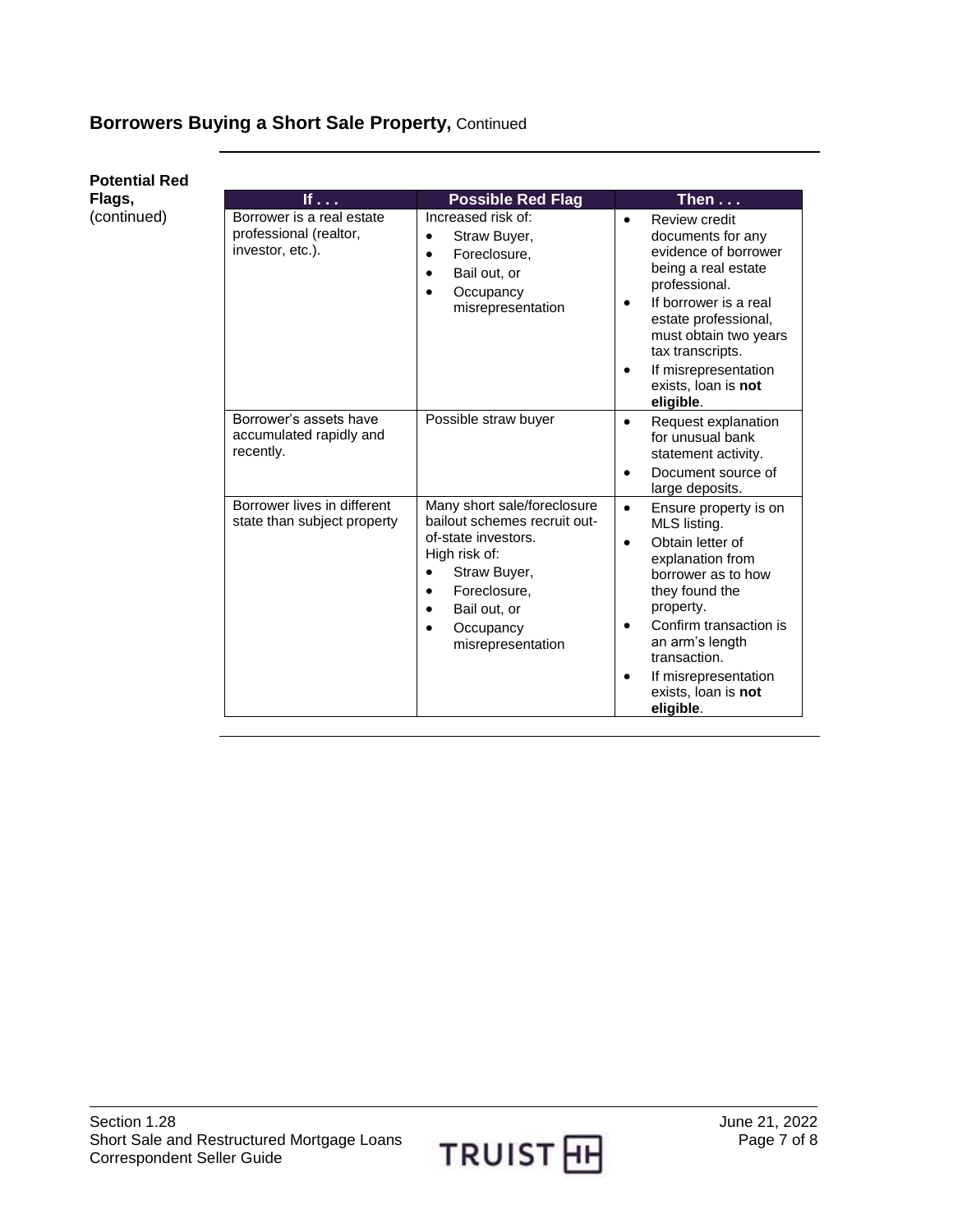## Borrowers Buying a Short Sale Property, Continued

**Potential Red Flags,** (continued)

| If . . . | Possible Red Flag | Then . . . |
|---|---|---|
| Borrower is a real estate professional (realtor, investor, etc.). | Increased risk of: <br>• Straw Buyer, <br>• Foreclosure, <br>• Bail out, or <br>• Occupancy misrepresentation | • Review credit documents for any evidence of borrower being a real estate professional. <br>• If borrower is a real estate professional, must obtain two years tax transcripts. <br>• If misrepresentation exists, loan is **not eligible**. |
| Borrower's assets have accumulated rapidly and recently. | Possible straw buyer | • Request explanation for unusual bank statement activity. <br>• Document source of large deposits. |
| Borrower lives in different state than subject property | Many short sale/foreclosure bailout schemes recruit out-of-state investors. <br>High risk of: <br>• Straw Buyer, <br>• Foreclosure, <br>• Bail out, or <br>• Occupancy misrepresentation | • Ensure property is on MLS listing. <br>• Obtain letter of explanation from borrower as to how they found the property. <br>• Confirm transaction is an arm's length transaction. <br>• If misrepresentation exists, loan is **not eligible**. |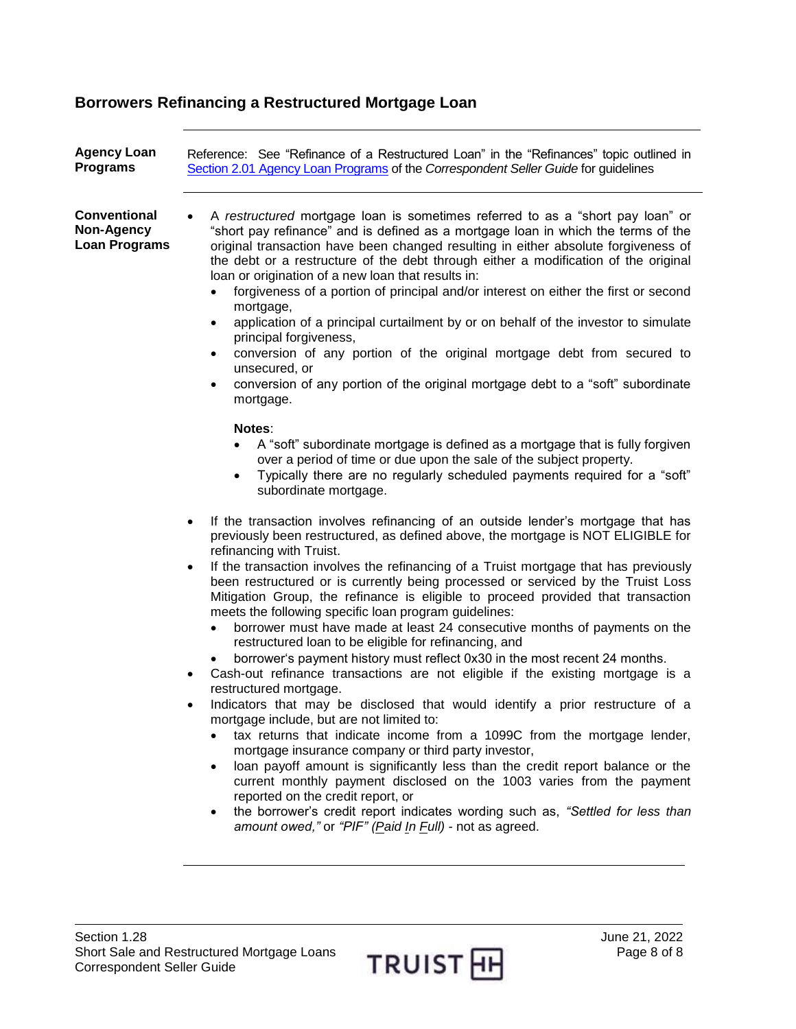## Borrowers Refinancing a Restructured Mortgage Loan

**Agency Loan Programs**

Reference: See "Refinance of a Restructured Loan" in the "Refinances" topic outlined in Section 2.01 Agency Loan Programs of the *Correspondent Seller Guide* for guidelines

**Conventional Non-Agency Loan Programs**

- A *restructured* mortgage loan is sometimes referred to as a "short pay loan" or "short pay refinance" and is defined as a mortgage loan in which the terms of the original transaction have been changed resulting in either absolute forgiveness of the debt or a restructure of the debt through either a modification of the original loan or origination of a new loan that results in:
  - forgiveness of a portion of principal and/or interest on either the first or second mortgage,
  - application of a principal curtailment by or on behalf of the investor to simulate principal forgiveness,
  - conversion of any portion of the original mortgage debt from secured to unsecured, or
  - conversion of any portion of the original mortgage debt to a "soft" subordinate mortgage.

  **Notes**:
  - A "soft" subordinate mortgage is defined as a mortgage that is fully forgiven over a period of time or due upon the sale of the subject property.
  - Typically there are no regularly scheduled payments required for a "soft" subordinate mortgage.

- If the transaction involves refinancing of an outside lender's mortgage that has previously been restructured, as defined above, the mortgage is NOT ELIGIBLE for refinancing with Truist.
- If the transaction involves the refinancing of a Truist mortgage that has previously been restructured or is currently being processed or serviced by the Truist Loss Mitigation Group, the refinance is eligible to proceed provided that transaction meets the following specific loan program guidelines:
  - borrower must have made at least 24 consecutive months of payments on the restructured loan to be eligible for refinancing, and
  - borrower's payment history must reflect 0x30 in the most recent 24 months.
- Cash-out refinance transactions are not eligible if the existing mortgage is a restructured mortgage.
- Indicators that may be disclosed that would identify a prior restructure of a mortgage include, but are not limited to:
  - tax returns that indicate income from a 1099C from the mortgage lender, mortgage insurance company or third party investor,
  - loan payoff amount is significantly less than the credit report balance or the current monthly payment disclosed on the 1003 varies from the payment reported on the credit report, or
  - the borrower's credit report indicates wording such as, *"Settled for less than amount owed,"* or *"PIF" (Paid In Full)* - not as agreed.